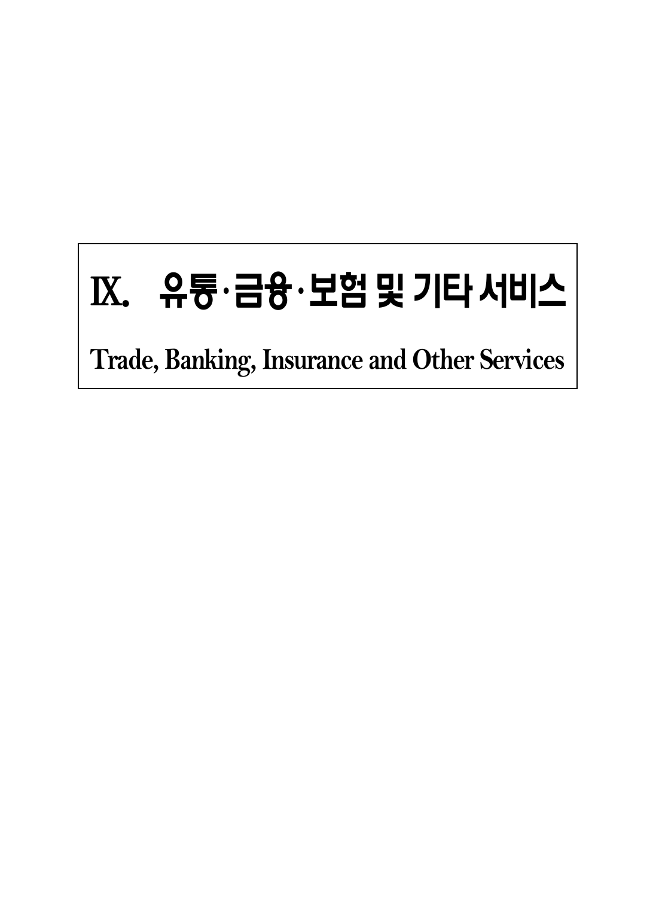# Ⅸ. 유통·금융·보험 및 기타 서비스

## Trade, Banking, Insurance and Other Services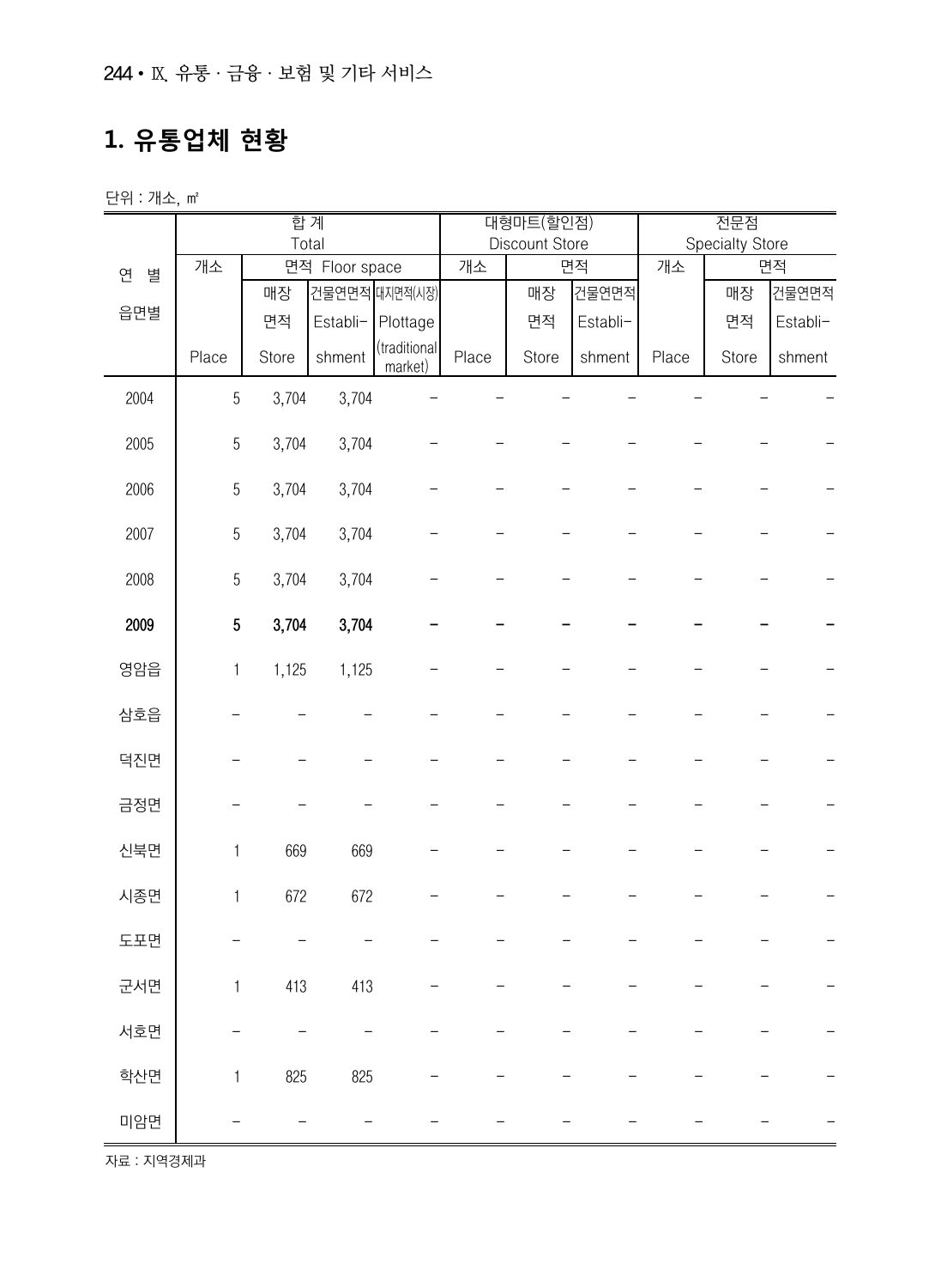# 1. 유통업체 현황

단위 : 개소, ㎡

| 연 별<br>읍면별 | 합 계 Total | | | | 대형마트(할인점) Discount Store | | | 전문점 Specialty Store | | |
|---|---|---|---|---|---|---|---|---|---|---|
| | 개소 | 면적 Floor space | | | 개소 | 면적 | | 개소 | 면적 | |
| | | 매장 면적 | 건물연면적 Establi- | 대지면적(시장) Plottage | | 매장 면적 | 건물연면적 Establi- | | 매장 면적 | 건물연면적 Establi- |
| | Place | Store | shment | (traditional market) | Place | Store | shment | Place | Store | shment |
| 2004 | 5 | 3,704 | 3,704 | – | – | – | – | – | – | – |
| 2005 | 5 | 3,704 | 3,704 | – | – | – | – | – | – | – |
| 2006 | 5 | 3,704 | 3,704 | – | – | – | – | – | – | – |
| 2007 | 5 | 3,704 | 3,704 | – | – | – | – | – | – | – |
| 2008 | 5 | 3,704 | 3,704 | – | – | – | – | – | – | – |
| **2009** | **5** | **3,704** | **3,704** | **–** | **–** | **–** | **–** | **–** | **–** | **–** |
| 영암읍 | 1 | 1,125 | 1,125 | – | – | – | – | – | – | – |
| 삼호읍 | – | – | – | – | – | – | – | – | – | – |
| 덕진면 | – | – | – | – | – | – | – | – | – | – |
| 금정면 | – | – | – | – | – | – | – | – | – | – |
| 신북면 | 1 | 669 | 669 | – | – | – | – | – | – | – |
| 시종면 | 1 | 672 | 672 | – | – | – | – | – | – | – |
| 도포면 | – | – | – | – | – | – | – | – | – | – |
| 군서면 | 1 | 413 | 413 | – | – | – | – | – | – | – |
| 서호면 | – | – | – | – | – | – | – | – | – | – |
| 학산면 | 1 | 825 | 825 | – | – | – | – | – | – | – |
| 미암면 | – | – | – | – | – | – | – | – | – | – |

자료 : 지역경제과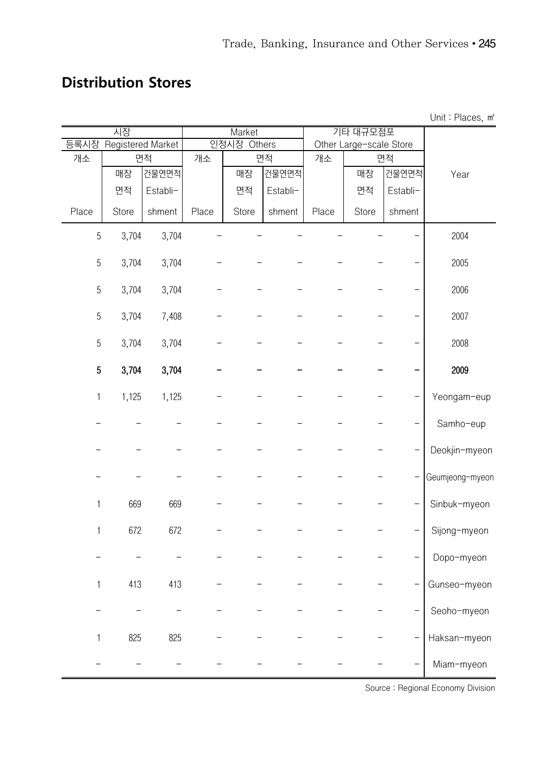## Distribution Stores

Unit : Places, ㎡

| 시장 | | | Market | | | 기타 대규모점포 | | | |
|---|---|---|---|---|---|---|---|---|---|
| 등록시장 Registered Market | | | 인정시장 Others | | | Other Large-scale Store | | | |
| 개소 | 면적 | | 개소 | 면적 | | 개소 | 면적 | | Year |
| | 매장 면적 | 건물연면적 Establi- | | 매장 면적 | 건물연면적 Establi- | | 매장 면적 | 건물연면적 Establi- | |
| Place | Store | shment | Place | Store | shment | Place | Store | shment | |
| 5 | 3,704 | 3,704 | – | – | – | – | – | – | 2004 |
| 5 | 3,704 | 3,704 | – | – | – | – | – | – | 2005 |
| 5 | 3,704 | 3,704 | – | – | – | – | – | – | 2006 |
| 5 | 3,704 | 7,408 | – | – | – | – | – | – | 2007 |
| 5 | 3,704 | 3,704 | – | – | – | – | – | – | 2008 |
| **5** | **3,704** | **3,704** | **–** | **–** | **–** | **–** | **–** | **–** | **2009** |
| 1 | 1,125 | 1,125 | – | – | – | – | – | – | Yeongam-eup |
| – | – | – | – | – | – | – | – | – | Samho-eup |
| – | – | – | – | – | – | – | – | – | Deokjin-myeon |
| – | – | – | – | – | – | – | – | – | Geumjeong-myeon |
| 1 | 669 | 669 | – | – | – | – | – | – | Sinbuk-myeon |
| 1 | 672 | 672 | – | – | – | – | – | – | Sijong-myeon |
| – | – | – | – | – | – | – | – | – | Dopo-myeon |
| 1 | 413 | 413 | – | – | – | – | – | – | Gunseo-myeon |
| – | – | – | – | – | – | – | – | – | Seoho-myeon |
| 1 | 825 | 825 | – | – | – | – | – | – | Haksan-myeon |
| – | – | – | – | – | – | – | – | – | Miam-myeon |

Source : Regional Economy Division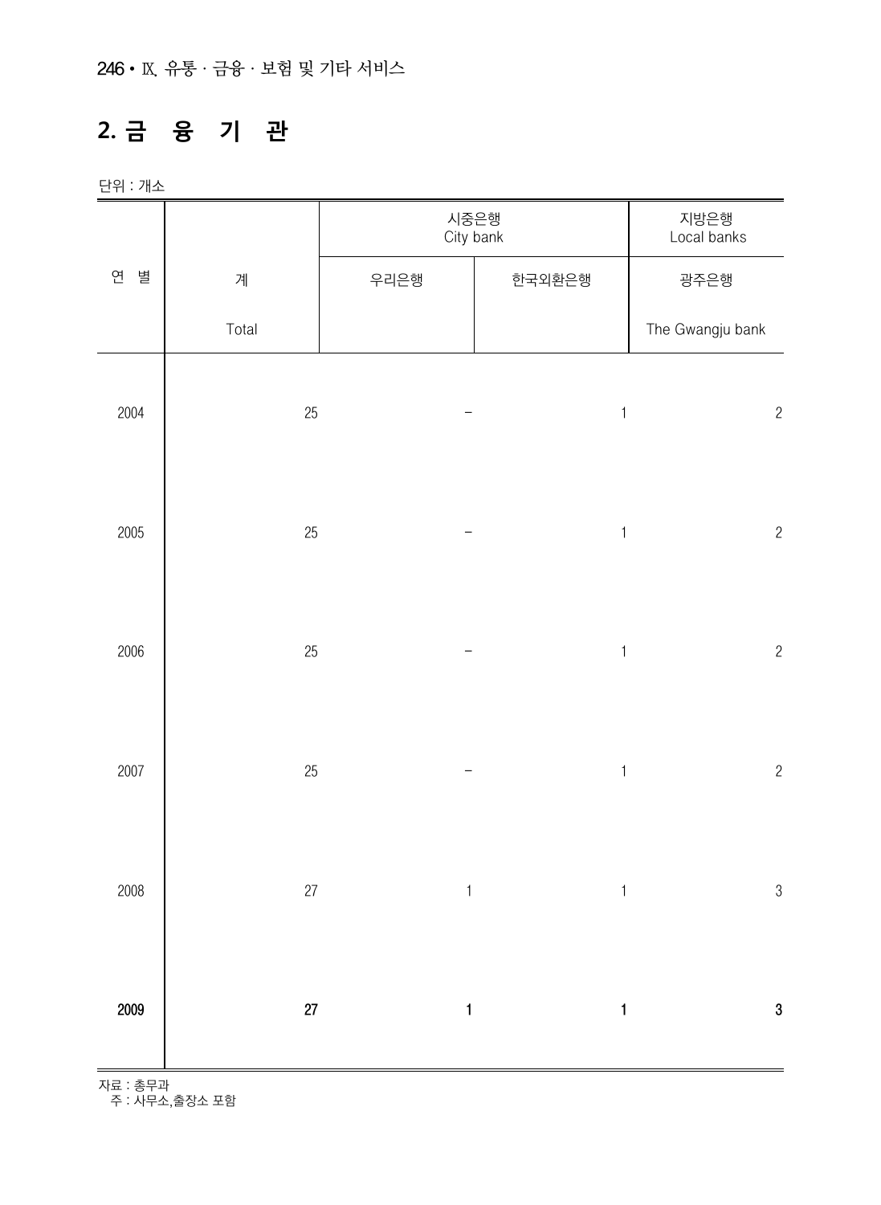## 2. 금 융 기 관

단위 : 개소

| 연 별 | 계<br>Total | 시중은행<br>City bank | | 지방은행<br>Local banks |
|---|---|---|---|---|
| | | 우리은행 | 한국외환은행 | 광주은행<br>The Gwangju bank |
| 2004 | 25 | - | 1 | 2 |
| 2005 | 25 | - | 1 | 2 |
| 2006 | 25 | - | 1 | 2 |
| 2007 | 25 | - | 1 | 2 |
| 2008 | 27 | 1 | 1 | 3 |
| **2009** | **27** | **1** | **1** | **3** |

자료 : 총무과
주 : 사무소,출장소 포함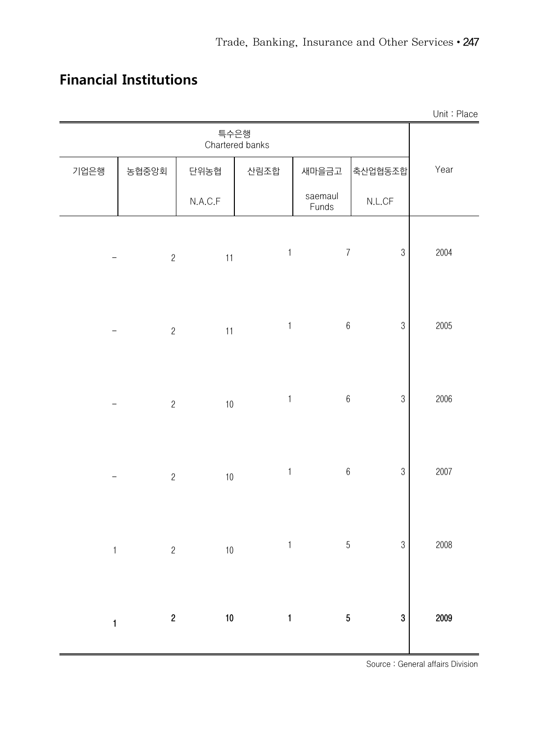## Financial Institutions

Unit : Place

| 특수은행 Chartered banks | | | | | | Year |
|---|---|---|---|---|---|---|
| 기업은행 | 농협중앙회 | 단위농협 N.A.C.F | 산림조합 | 새마을금고 saemaul Funds | 축산업협동조합 N.L.CF | |
| – | 2 | 11 | 1 | 7 | 3 | 2004 |
| – | 2 | 11 | 1 | 6 | 3 | 2005 |
| – | 2 | 10 | 1 | 6 | 3 | 2006 |
| – | 2 | 10 | 1 | 6 | 3 | 2007 |
| 1 | 2 | 10 | 1 | 5 | 3 | 2008 |
| **1** | **2** | **10** | **1** | **5** | **3** | **2009** |

Source : General affairs Division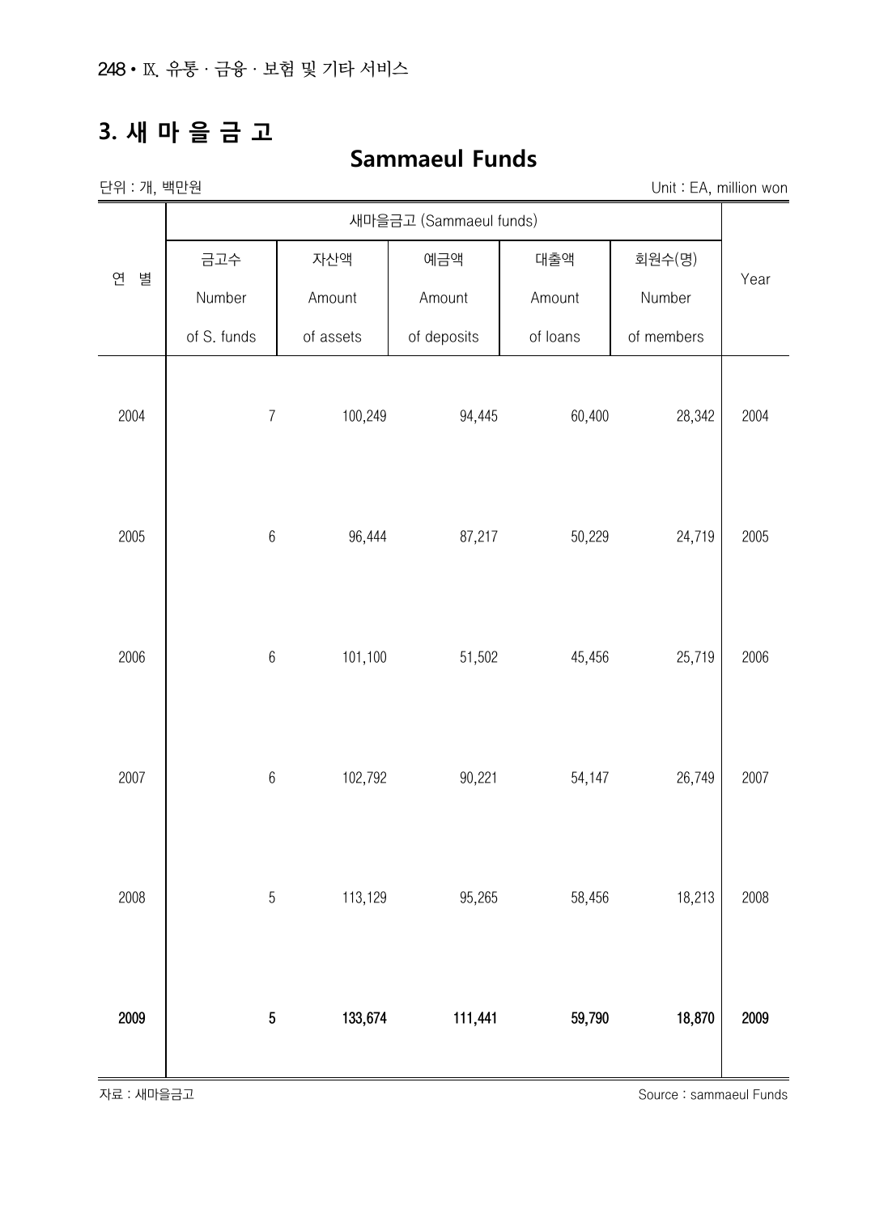## 3. 새 마 을 금 고

## Sammaeul Funds

단위 : 개, 백만원 | Unit : EA, million won

| 연 별 | 새마을금고 (Sammaeul funds) | | | | | Year |
|---|---|---|---|---|---|---|
| | 금고수 Number of S. funds | 자산액 Amount of assets | 예금액 Amount of deposits | 대출액 Amount of loans | 회원수(명) Number of members | |
| 2004 | 7 | 100,249 | 94,445 | 60,400 | 28,342 | 2004 |
| 2005 | 6 | 96,444 | 87,217 | 50,229 | 24,719 | 2005 |
| 2006 | 6 | 101,100 | 51,502 | 45,456 | 25,719 | 2006 |
| 2007 | 6 | 102,792 | 90,221 | 54,147 | 26,749 | 2007 |
| 2008 | 5 | 113,129 | 95,265 | 58,456 | 18,213 | 2008 |
| **2009** | **5** | **133,674** | **111,441** | **59,790** | **18,870** | **2009** |

자료 : 새마을금고 | Source : sammaeul Funds